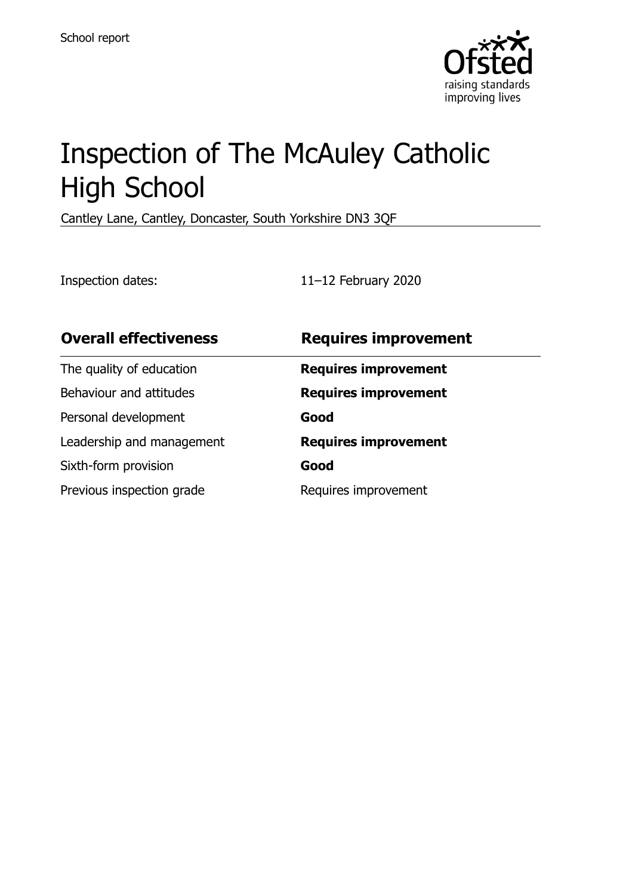School report

# Inspection of The McAuley Catholic High School

Cantley Lane, Cantley, Doncaster, South Yorkshire DN3 3QF

Inspection dates: 11–12 February 2020

| **Overall effectiveness** | **Requires improvement** |
| --- | --- |
| The quality of education | **Requires improvement** |
| Behaviour and attitudes | **Requires improvement** |
| Personal development | **Good** |
| Leadership and management | **Requires improvement** |
| Sixth-form provision | **Good** |
| Previous inspection grade | Requires improvement |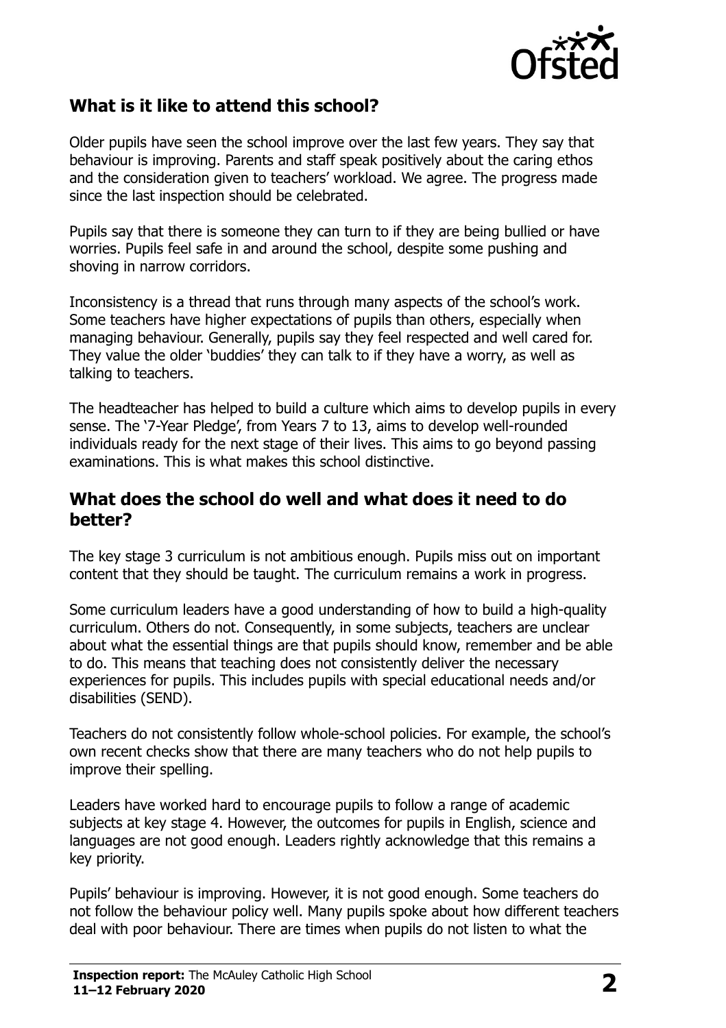## What is it like to attend this school?

Older pupils have seen the school improve over the last few years. They say that behaviour is improving. Parents and staff speak positively about the caring ethos and the consideration given to teachers' workload. We agree. The progress made since the last inspection should be celebrated.

Pupils say that there is someone they can turn to if they are being bullied or have worries. Pupils feel safe in and around the school, despite some pushing and shoving in narrow corridors.

Inconsistency is a thread that runs through many aspects of the school's work. Some teachers have higher expectations of pupils than others, especially when managing behaviour. Generally, pupils say they feel respected and well cared for. They value the older 'buddies' they can talk to if they have a worry, as well as talking to teachers.

The headteacher has helped to build a culture which aims to develop pupils in every sense. The '7-Year Pledge', from Years 7 to 13, aims to develop well-rounded individuals ready for the next stage of their lives. This aims to go beyond passing examinations. This is what makes this school distinctive.

## What does the school do well and what does it need to do better?

The key stage 3 curriculum is not ambitious enough. Pupils miss out on important content that they should be taught. The curriculum remains a work in progress.

Some curriculum leaders have a good understanding of how to build a high-quality curriculum. Others do not. Consequently, in some subjects, teachers are unclear about what the essential things are that pupils should know, remember and be able to do. This means that teaching does not consistently deliver the necessary experiences for pupils. This includes pupils with special educational needs and/or disabilities (SEND).

Teachers do not consistently follow whole-school policies. For example, the school's own recent checks show that there are many teachers who do not help pupils to improve their spelling.

Leaders have worked hard to encourage pupils to follow a range of academic subjects at key stage 4. However, the outcomes for pupils in English, science and languages are not good enough. Leaders rightly acknowledge that this remains a key priority.

Pupils' behaviour is improving. However, it is not good enough. Some teachers do not follow the behaviour policy well. Many pupils spoke about how different teachers deal with poor behaviour. There are times when pupils do not listen to what the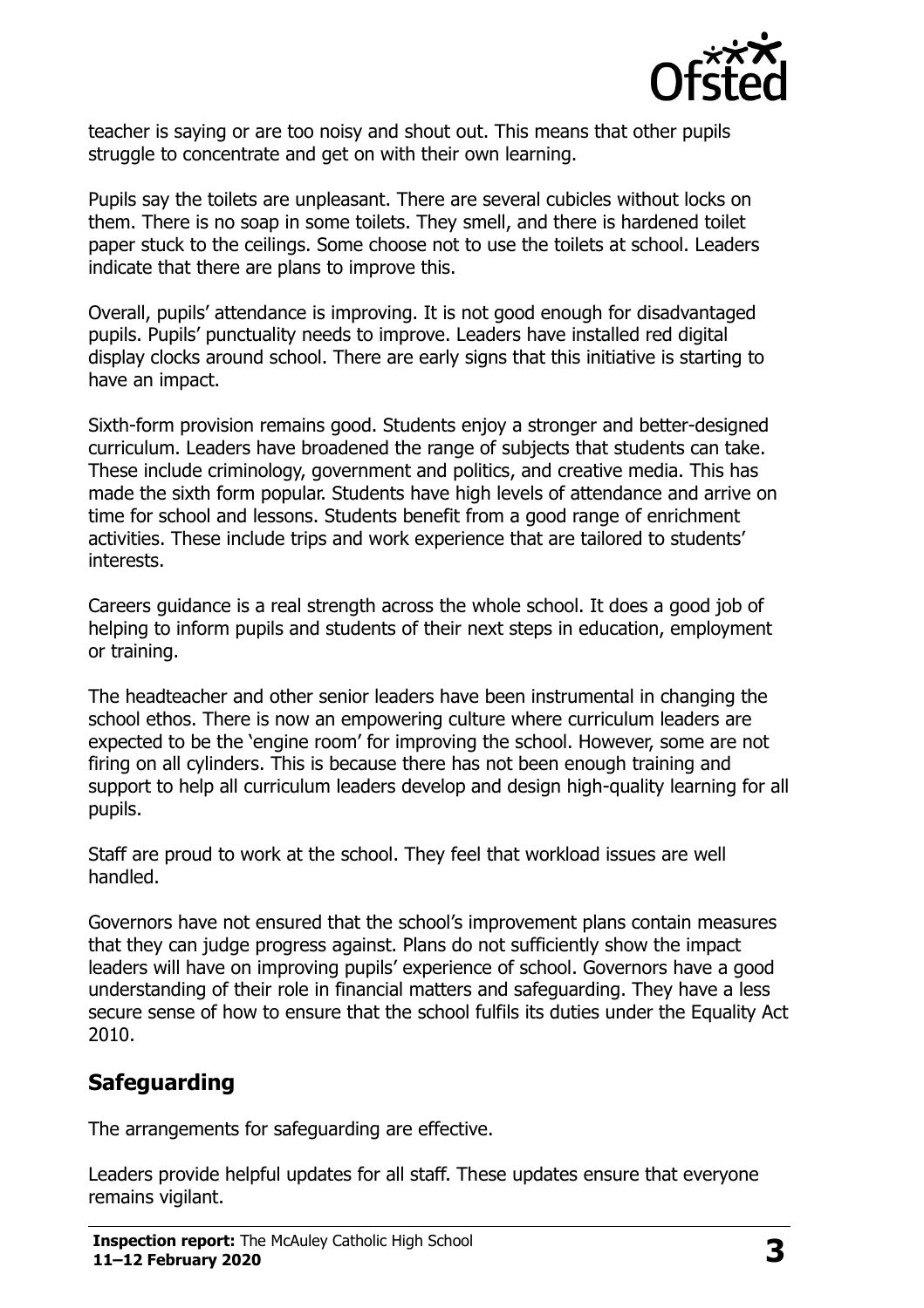teacher is saying or are too noisy and shout out. This means that other pupils struggle to concentrate and get on with their own learning.

Pupils say the toilets are unpleasant. There are several cubicles without locks on them. There is no soap in some toilets. They smell, and there is hardened toilet paper stuck to the ceilings. Some choose not to use the toilets at school. Leaders indicate that there are plans to improve this.

Overall, pupils' attendance is improving. It is not good enough for disadvantaged pupils. Pupils' punctuality needs to improve. Leaders have installed red digital display clocks around school. There are early signs that this initiative is starting to have an impact.

Sixth-form provision remains good. Students enjoy a stronger and better-designed curriculum. Leaders have broadened the range of subjects that students can take. These include criminology, government and politics, and creative media. This has made the sixth form popular. Students have high levels of attendance and arrive on time for school and lessons. Students benefit from a good range of enrichment activities. These include trips and work experience that are tailored to students' interests.

Careers guidance is a real strength across the whole school. It does a good job of helping to inform pupils and students of their next steps in education, employment or training.

The headteacher and other senior leaders have been instrumental in changing the school ethos. There is now an empowering culture where curriculum leaders are expected to be the 'engine room' for improving the school. However, some are not firing on all cylinders. This is because there has not been enough training and support to help all curriculum leaders develop and design high-quality learning for all pupils.

Staff are proud to work at the school. They feel that workload issues are well handled.

Governors have not ensured that the school's improvement plans contain measures that they can judge progress against. Plans do not sufficiently show the impact leaders will have on improving pupils' experience of school. Governors have a good understanding of their role in financial matters and safeguarding. They have a less secure sense of how to ensure that the school fulfils its duties under the Equality Act 2010.

## Safeguarding

The arrangements for safeguarding are effective.

Leaders provide helpful updates for all staff. These updates ensure that everyone remains vigilant.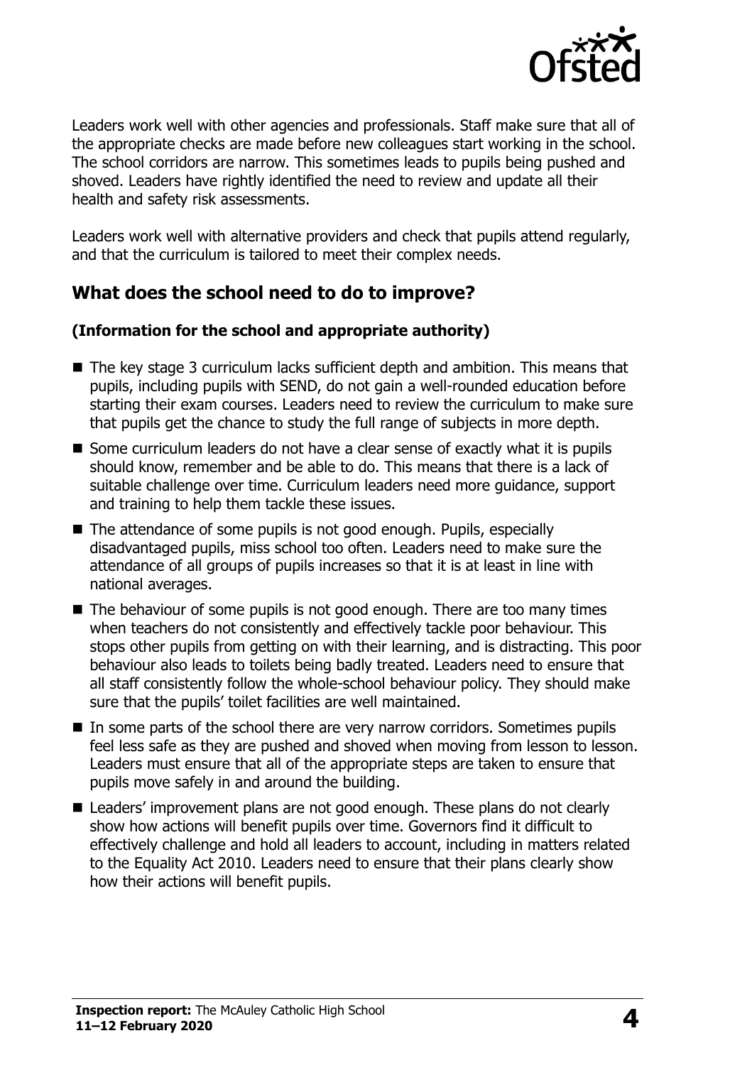Leaders work well with other agencies and professionals. Staff make sure that all of the appropriate checks are made before new colleagues start working in the school. The school corridors are narrow. This sometimes leads to pupils being pushed and shoved. Leaders have rightly identified the need to review and update all their health and safety risk assessments.

Leaders work well with alternative providers and check that pupils attend regularly, and that the curriculum is tailored to meet their complex needs.

## What does the school need to do to improve?

**(Information for the school and appropriate authority)**

- The key stage 3 curriculum lacks sufficient depth and ambition. This means that pupils, including pupils with SEND, do not gain a well-rounded education before starting their exam courses. Leaders need to review the curriculum to make sure that pupils get the chance to study the full range of subjects in more depth.
- Some curriculum leaders do not have a clear sense of exactly what it is pupils should know, remember and be able to do. This means that there is a lack of suitable challenge over time. Curriculum leaders need more guidance, support and training to help them tackle these issues.
- The attendance of some pupils is not good enough. Pupils, especially disadvantaged pupils, miss school too often. Leaders need to make sure the attendance of all groups of pupils increases so that it is at least in line with national averages.
- The behaviour of some pupils is not good enough. There are too many times when teachers do not consistently and effectively tackle poor behaviour. This stops other pupils from getting on with their learning, and is distracting. This poor behaviour also leads to toilets being badly treated. Leaders need to ensure that all staff consistently follow the whole-school behaviour policy. They should make sure that the pupils' toilet facilities are well maintained.
- In some parts of the school there are very narrow corridors. Sometimes pupils feel less safe as they are pushed and shoved when moving from lesson to lesson. Leaders must ensure that all of the appropriate steps are taken to ensure that pupils move safely in and around the building.
- Leaders' improvement plans are not good enough. These plans do not clearly show how actions will benefit pupils over time. Governors find it difficult to effectively challenge and hold all leaders to account, including in matters related to the Equality Act 2010. Leaders need to ensure that their plans clearly show how their actions will benefit pupils.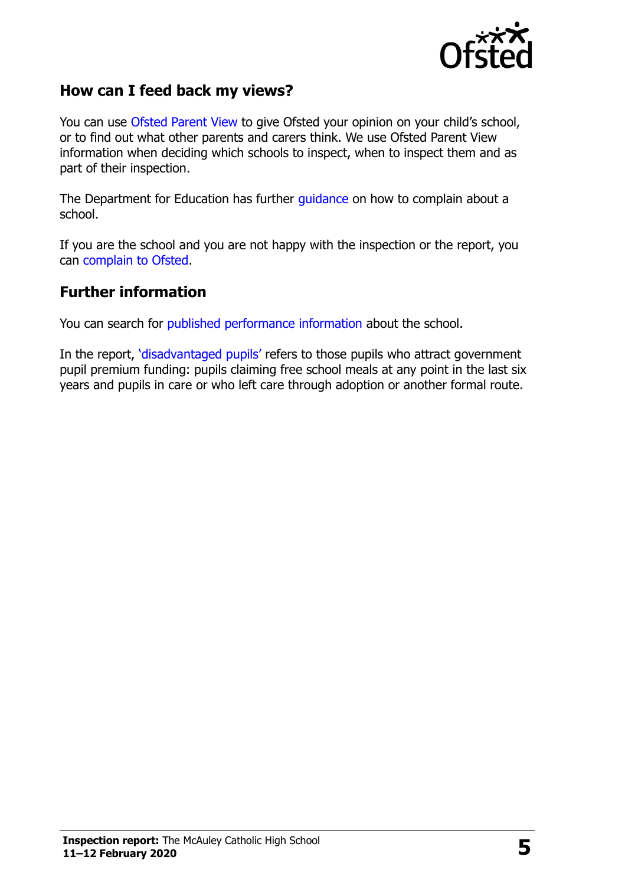## How can I feed back my views?

You can use Ofsted Parent View to give Ofsted your opinion on your child's school, or to find out what other parents and carers think. We use Ofsted Parent View information when deciding which schools to inspect, when to inspect them and as part of their inspection.

The Department for Education has further guidance on how to complain about a school.

If you are the school and you are not happy with the inspection or the report, you can complain to Ofsted.

## Further information

You can search for published performance information about the school.

In the report, 'disadvantaged pupils' refers to those pupils who attract government pupil premium funding: pupils claiming free school meals at any point in the last six years and pupils in care or who left care through adoption or another formal route.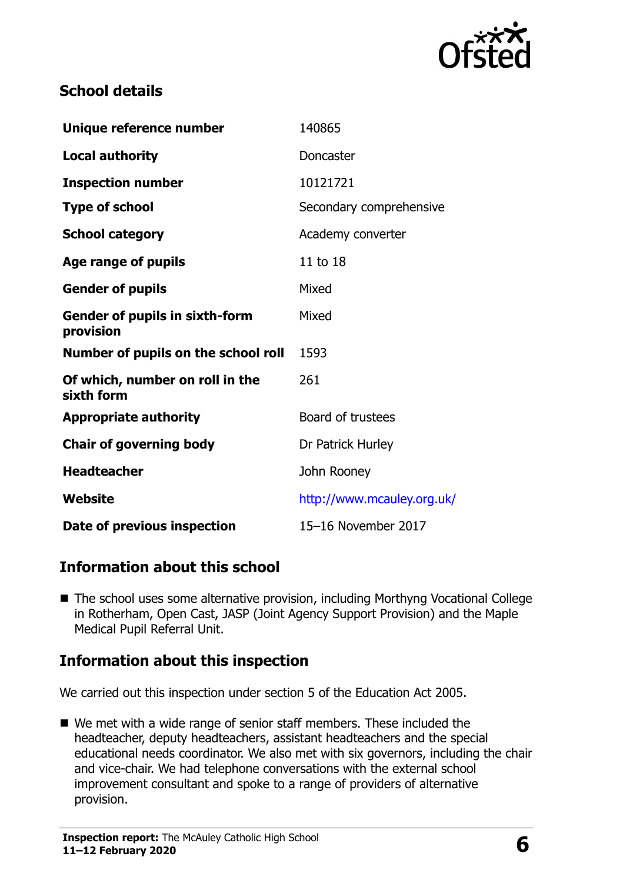## School details

| | |
|---|---|
| **Unique reference number** | 140865 |
| **Local authority** | Doncaster |
| **Inspection number** | 10121721 |
| **Type of school** | Secondary comprehensive |
| **School category** | Academy converter |
| **Age range of pupils** | 11 to 18 |
| **Gender of pupils** | Mixed |
| **Gender of pupils in sixth-form provision** | Mixed |
| **Number of pupils on the school roll** | 1593 |
| **Of which, number on roll in the sixth form** | 261 |
| **Appropriate authority** | Board of trustees |
| **Chair of governing body** | Dr Patrick Hurley |
| **Headteacher** | John Rooney |
| **Website** | http://www.mcauley.org.uk/ |
| **Date of previous inspection** | 15–16 November 2017 |

## Information about this school

- The school uses some alternative provision, including Morthyng Vocational College in Rotherham, Open Cast, JASP (Joint Agency Support Provision) and the Maple Medical Pupil Referral Unit.

## Information about this inspection

We carried out this inspection under section 5 of the Education Act 2005.

- We met with a wide range of senior staff members. These included the headteacher, deputy headteachers, assistant headteachers and the special educational needs coordinator. We also met with six governors, including the chair and vice-chair. We had telephone conversations with the external school improvement consultant and spoke to a range of providers of alternative provision.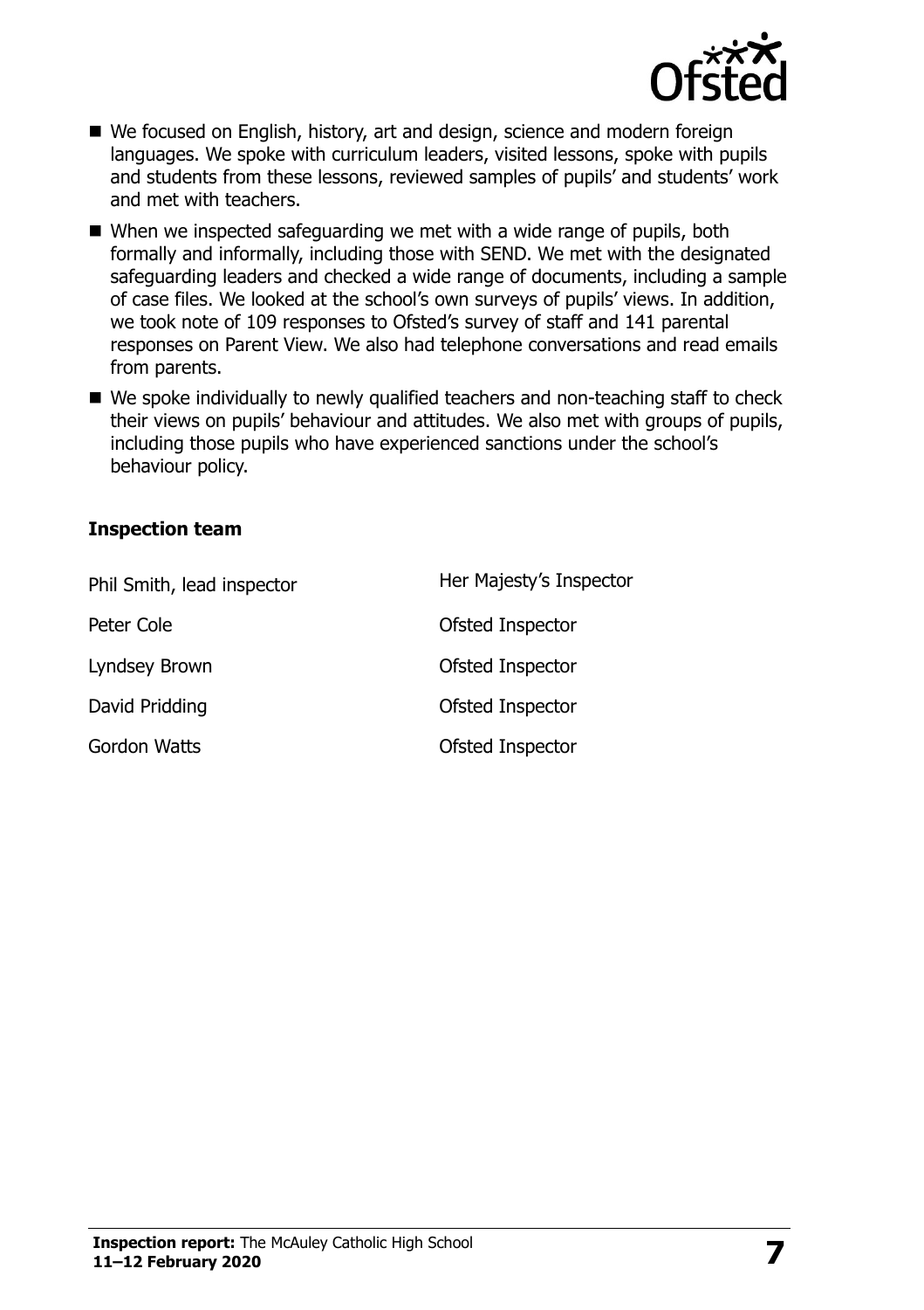- We focused on English, history, art and design, science and modern foreign languages. We spoke with curriculum leaders, visited lessons, spoke with pupils and students from these lessons, reviewed samples of pupils' and students' work and met with teachers.
- When we inspected safeguarding we met with a wide range of pupils, both formally and informally, including those with SEND. We met with the designated safeguarding leaders and checked a wide range of documents, including a sample of case files. We looked at the school's own surveys of pupils' views. In addition, we took note of 109 responses to Ofsted's survey of staff and 141 parental responses on Parent View. We also had telephone conversations and read emails from parents.
- We spoke individually to newly qualified teachers and non-teaching staff to check their views on pupils' behaviour and attitudes. We also met with groups of pupils, including those pupils who have experienced sanctions under the school's behaviour policy.

### Inspection team

| | |
|---|---|
| Phil Smith, lead inspector | Her Majesty's Inspector |
| Peter Cole | Ofsted Inspector |
| Lyndsey Brown | Ofsted Inspector |
| David Pridding | Ofsted Inspector |
| Gordon Watts | Ofsted Inspector |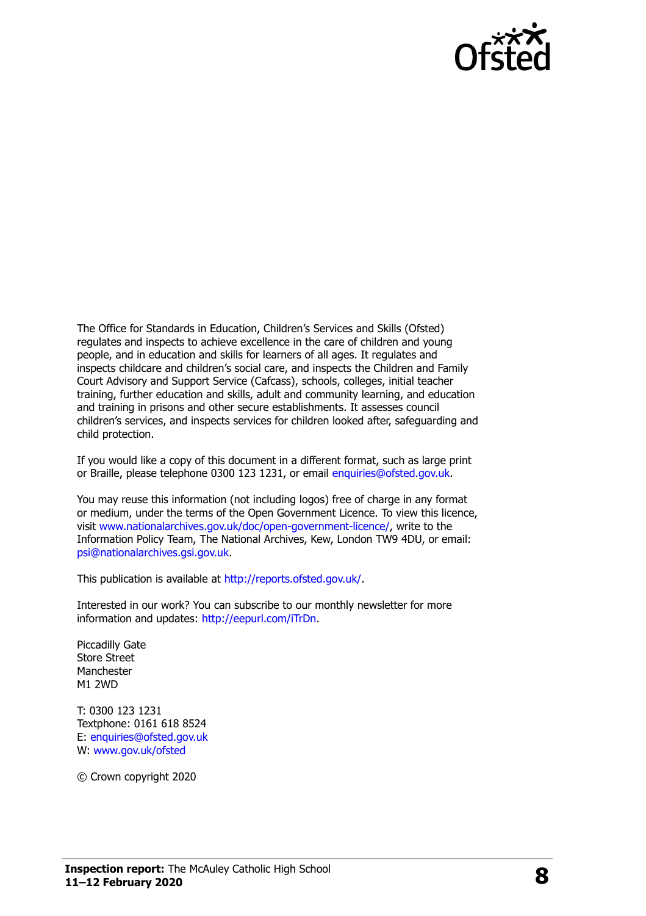The Office for Standards in Education, Children's Services and Skills (Ofsted) regulates and inspects to achieve excellence in the care of children and young people, and in education and skills for learners of all ages. It regulates and inspects childcare and children's social care, and inspects the Children and Family Court Advisory and Support Service (Cafcass), schools, colleges, initial teacher training, further education and skills, adult and community learning, and education and training in prisons and other secure establishments. It assesses council children's services, and inspects services for children looked after, safeguarding and child protection.

If you would like a copy of this document in a different format, such as large print or Braille, please telephone 0300 123 1231, or email enquiries@ofsted.gov.uk.

You may reuse this information (not including logos) free of charge in any format or medium, under the terms of the Open Government Licence. To view this licence, visit www.nationalarchives.gov.uk/doc/open-government-licence/, write to the Information Policy Team, The National Archives, Kew, London TW9 4DU, or email: psi@nationalarchives.gsi.gov.uk.

This publication is available at http://reports.ofsted.gov.uk/.

Interested in our work? You can subscribe to our monthly newsletter for more information and updates: http://eepurl.com/iTrDn.

Piccadilly Gate
Store Street
Manchester
M1 2WD

T: 0300 123 1231
Textphone: 0161 618 8524
E: enquiries@ofsted.gov.uk
W: www.gov.uk/ofsted

© Crown copyright 2020